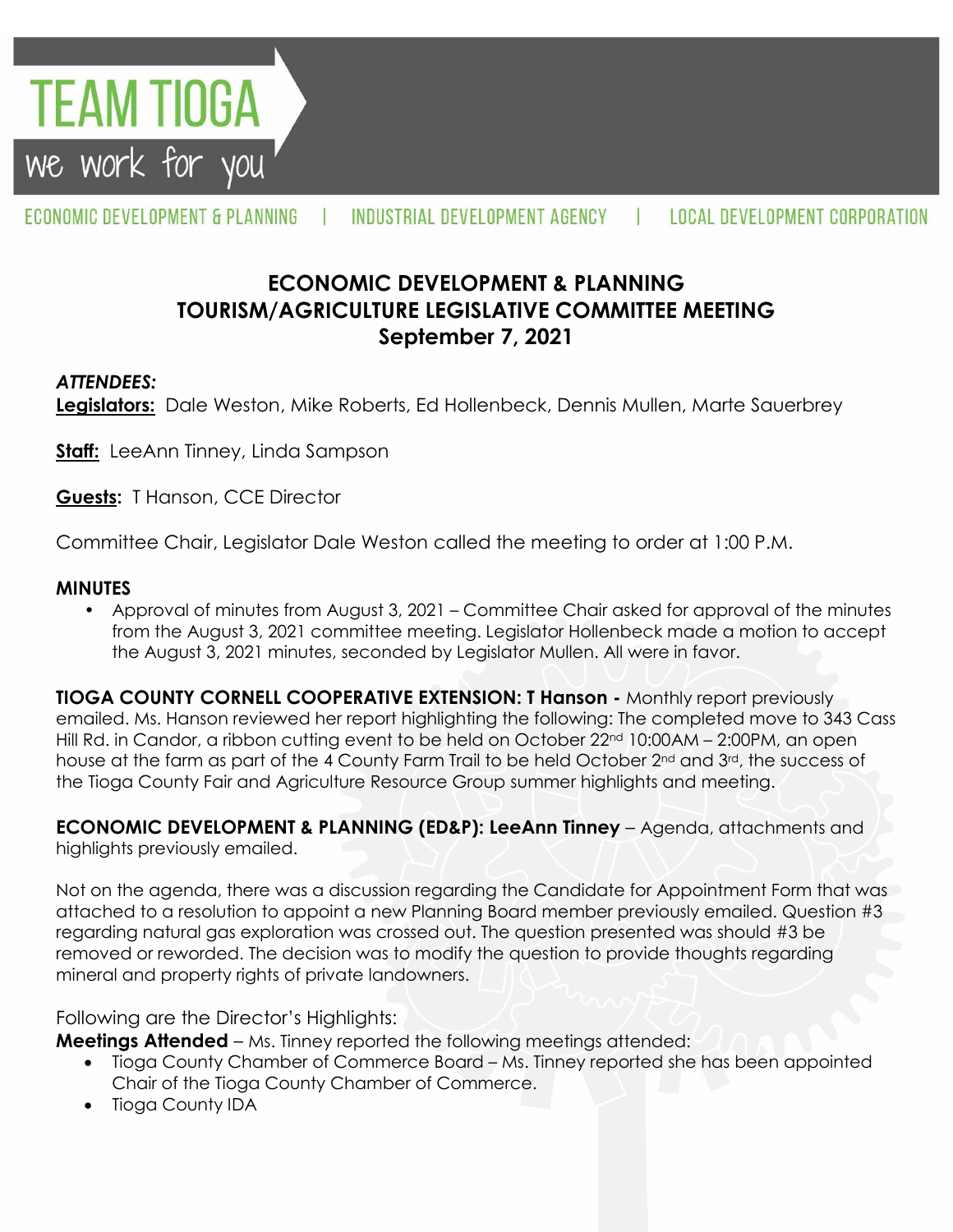TEAM TIOGA

we work for you

ECONOMIC DEVELOPMENT & PLANNING | INDUSTRIAL DEVELOPMENT AGENCY | LOCAL DEVELOPMENT CORPORATION

# ECONOMIC DEVELOPMENT & PLANNING
# TOURISM/AGRICULTURE LEGISLATIVE COMMITTEE MEETING
# September 7, 2021

***ATTENDEES:***

**Legislators:** Dale Weston, Mike Roberts, Ed Hollenbeck, Dennis Mullen, Marte Sauerbrey

**Staff:** LeeAnn Tinney, Linda Sampson

**Guests:** T Hanson, CCE Director

Committee Chair, Legislator Dale Weston called the meeting to order at 1:00 P.M.

**MINUTES**

- Approval of minutes from August 3, 2021 – Committee Chair asked for approval of the minutes from the August 3, 2021 committee meeting. Legislator Hollenbeck made a motion to accept the August 3, 2021 minutes, seconded by Legislator Mullen. All were in favor.

**TIOGA COUNTY CORNELL COOPERATIVE EXTENSION: T Hanson -** Monthly report previously emailed. Ms. Hanson reviewed her report highlighting the following: The completed move to 343 Cass Hill Rd. in Candor, a ribbon cutting event to be held on October 22nd 10:00AM – 2:00PM, an open house at the farm as part of the 4 County Farm Trail to be held October 2nd and 3rd, the success of the Tioga County Fair and Agriculture Resource Group summer highlights and meeting.

**ECONOMIC DEVELOPMENT & PLANNING (ED&P): LeeAnn Tinney** – Agenda, attachments and highlights previously emailed.

Not on the agenda, there was a discussion regarding the Candidate for Appointment Form that was attached to a resolution to appoint a new Planning Board member previously emailed. Question #3 regarding natural gas exploration was crossed out. The question presented was should #3 be removed or reworded. The decision was to modify the question to provide thoughts regarding mineral and property rights of private landowners.

Following are the Director's Highlights:

**Meetings Attended** – Ms. Tinney reported the following meetings attended:

- Tioga County Chamber of Commerce Board – Ms. Tinney reported she has been appointed Chair of the Tioga County Chamber of Commerce.
- Tioga County IDA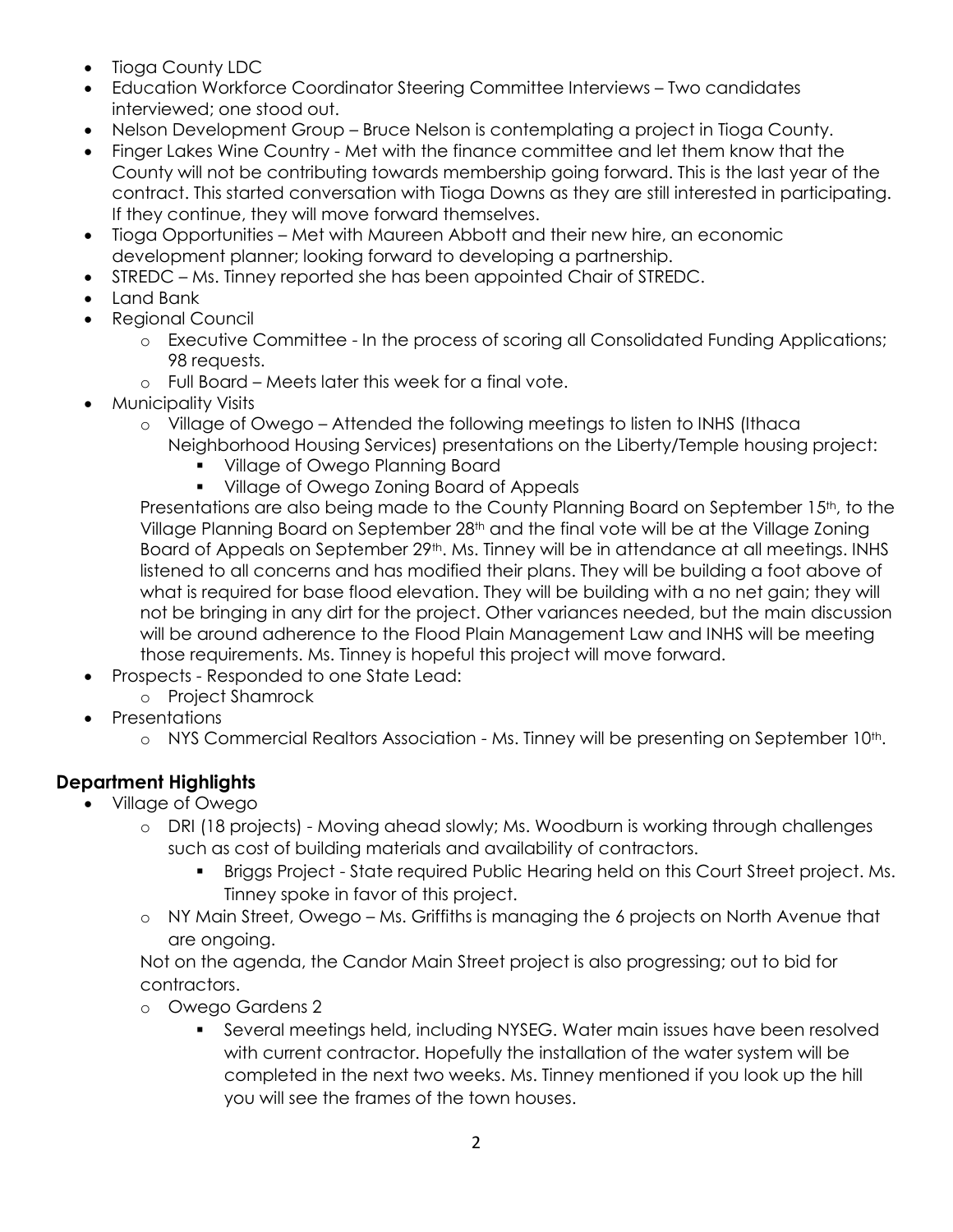- Tioga County LDC
- Education Workforce Coordinator Steering Committee Interviews – Two candidates interviewed; one stood out.
- Nelson Development Group – Bruce Nelson is contemplating a project in Tioga County.
- Finger Lakes Wine Country - Met with the finance committee and let them know that the County will not be contributing towards membership going forward. This is the last year of the contract. This started conversation with Tioga Downs as they are still interested in participating. If they continue, they will move forward themselves.
- Tioga Opportunities – Met with Maureen Abbott and their new hire, an economic development planner; looking forward to developing a partnership.
- STREDC – Ms. Tinney reported she has been appointed Chair of STREDC.
- Land Bank
- Regional Council
  - Executive Committee - In the process of scoring all Consolidated Funding Applications; 98 requests.
  - Full Board – Meets later this week for a final vote.
- Municipality Visits
  - Village of Owego – Attended the following meetings to listen to INHS (Ithaca Neighborhood Housing Services) presentations on the Liberty/Temple housing project:
    - Village of Owego Planning Board
    - Village of Owego Zoning Board of Appeals

    Presentations are also being made to the County Planning Board on September 15th, to the Village Planning Board on September 28th and the final vote will be at the Village Zoning Board of Appeals on September 29th. Ms. Tinney will be in attendance at all meetings. INHS listened to all concerns and has modified their plans. They will be building a foot above of what is required for base flood elevation. They will be building with a no net gain; they will not be bringing in any dirt for the project. Other variances needed, but the main discussion will be around adherence to the Flood Plain Management Law and INHS will be meeting those requirements. Ms. Tinney is hopeful this project will move forward.
- Prospects - Responded to one State Lead:
  - Project Shamrock
- Presentations
  - NYS Commercial Realtors Association - Ms. Tinney will be presenting on September 10th.

## Department Highlights

- Village of Owego
  - DRI (18 projects) - Moving ahead slowly; Ms. Woodburn is working through challenges such as cost of building materials and availability of contractors.
    - Briggs Project - State required Public Hearing held on this Court Street project. Ms. Tinney spoke in favor of this project.
  - NY Main Street, Owego – Ms. Griffiths is managing the 6 projects on North Avenue that are ongoing.

  Not on the agenda, the Candor Main Street project is also progressing; out to bid for contractors.
  - Owego Gardens 2
    - Several meetings held, including NYSEG. Water main issues have been resolved with current contractor. Hopefully the installation of the water system will be completed in the next two weeks. Ms. Tinney mentioned if you look up the hill you will see the frames of the town houses.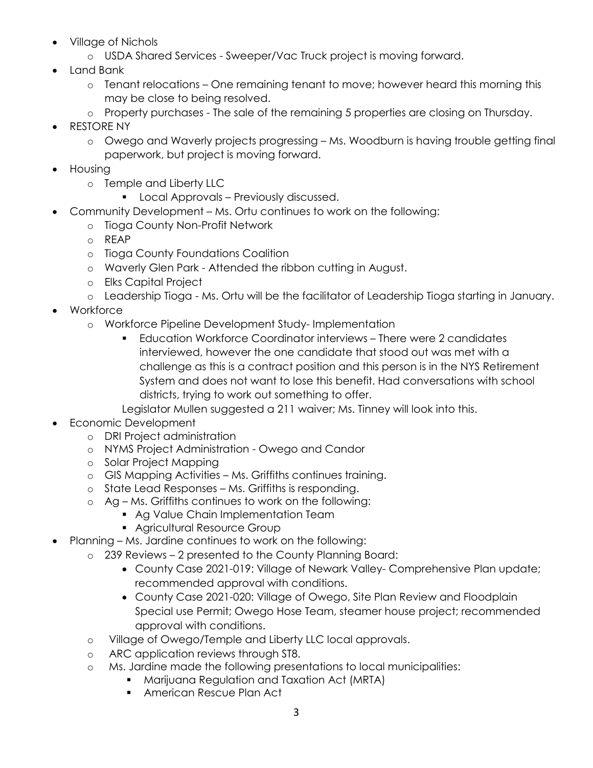- Village of Nichols
  - USDA Shared Services - Sweeper/Vac Truck project is moving forward.
- Land Bank
  - Tenant relocations – One remaining tenant to move; however heard this morning this may be close to being resolved.
  - Property purchases - The sale of the remaining 5 properties are closing on Thursday.
- RESTORE NY
  - Owego and Waverly projects progressing – Ms. Woodburn is having trouble getting final paperwork, but project is moving forward.
- Housing
  - Temple and Liberty LLC
    - Local Approvals – Previously discussed.
- Community Development – Ms. Ortu continues to work on the following:
  - Tioga County Non-Profit Network
  - REAP
  - Tioga County Foundations Coalition
  - Waverly Glen Park - Attended the ribbon cutting in August.
  - Elks Capital Project
  - Leadership Tioga - Ms. Ortu will be the facilitator of Leadership Tioga starting in January.
- Workforce
  - Workforce Pipeline Development Study- Implementation
    - Education Workforce Coordinator interviews – There were 2 candidates interviewed, however the one candidate that stood out was met with a challenge as this is a contract position and this person is in the NYS Retirement System and does not want to lose this benefit. Had conversations with school districts, trying to work out something to offer.

    Legislator Mullen suggested a 211 waiver; Ms. Tinney will look into this.
- Economic Development
  - DRI Project administration
  - NYMS Project Administration - Owego and Candor
  - Solar Project Mapping
  - GIS Mapping Activities – Ms. Griffiths continues training.
  - State Lead Responses – Ms. Griffiths is responding.
  - Ag – Ms. Griffiths continues to work on the following:
    - Ag Value Chain Implementation Team
    - Agricultural Resource Group
- Planning – Ms. Jardine continues to work on the following:
  - 239 Reviews – 2 presented to the County Planning Board:
    - County Case 2021-019: Village of Newark Valley- Comprehensive Plan update; recommended approval with conditions.
    - County Case 2021-020: Village of Owego, Site Plan Review and Floodplain Special use Permit; Owego Hose Team, steamer house project; recommended approval with conditions.
  - Village of Owego/Temple and Liberty LLC local approvals.
  - ARC application reviews through ST8.
  - Ms. Jardine made the following presentations to local municipalities:
    - Marijuana Regulation and Taxation Act (MRTA)
    - American Rescue Plan Act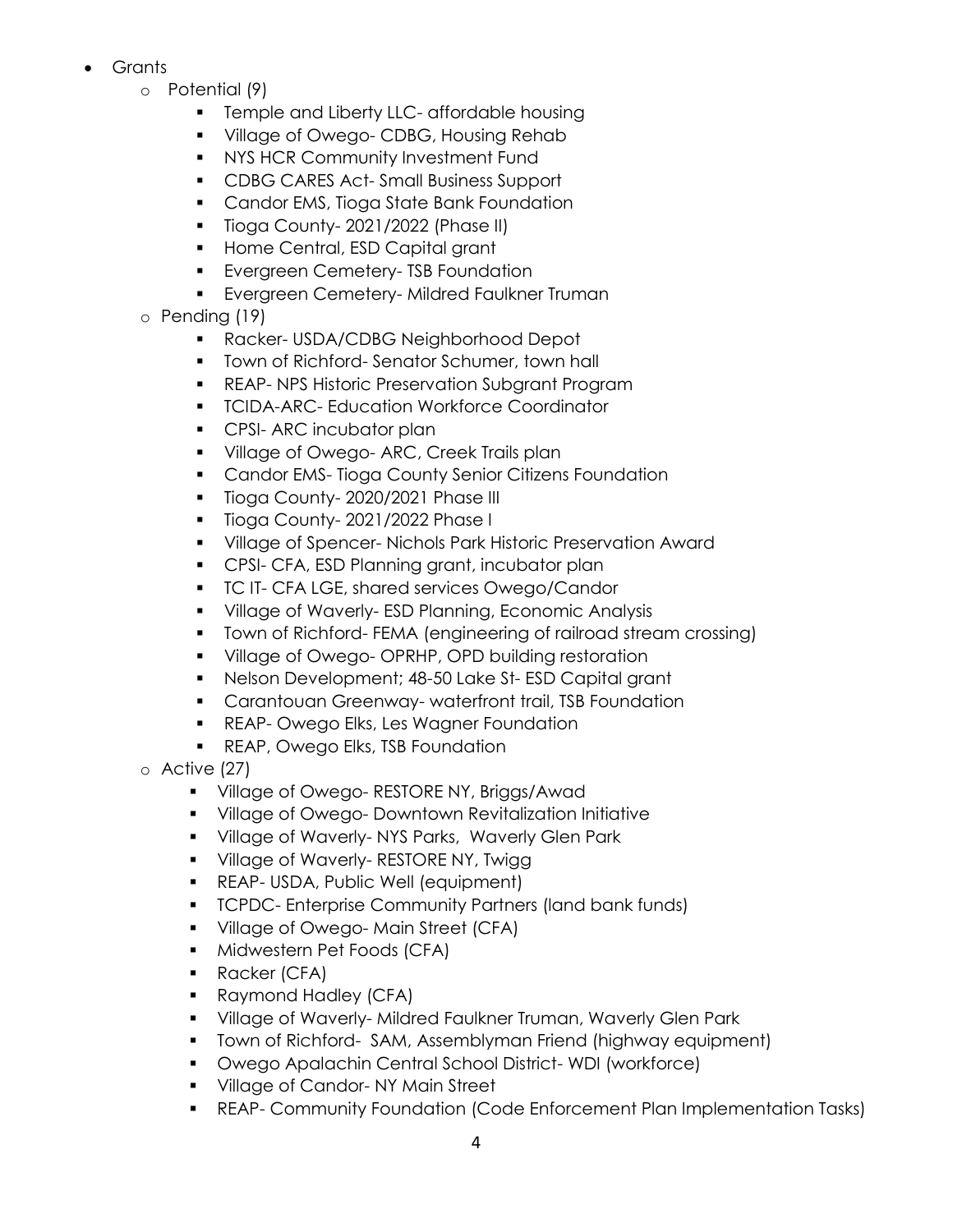- Grants
  - Potential (9)
    - Temple and Liberty LLC- affordable housing
    - Village of Owego- CDBG, Housing Rehab
    - NYS HCR Community Investment Fund
    - CDBG CARES Act- Small Business Support
    - Candor EMS, Tioga State Bank Foundation
    - Tioga County- 2021/2022 (Phase II)
    - Home Central, ESD Capital grant
    - Evergreen Cemetery- TSB Foundation
    - Evergreen Cemetery- Mildred Faulkner Truman
  - Pending (19)
    - Racker- USDA/CDBG Neighborhood Depot
    - Town of Richford- Senator Schumer, town hall
    - REAP- NPS Historic Preservation Subgrant Program
    - TCIDA-ARC- Education Workforce Coordinator
    - CPSI- ARC incubator plan
    - Village of Owego- ARC, Creek Trails plan
    - Candor EMS- Tioga County Senior Citizens Foundation
    - Tioga County- 2020/2021 Phase III
    - Tioga County- 2021/2022 Phase I
    - Village of Spencer- Nichols Park Historic Preservation Award
    - CPSI- CFA, ESD Planning grant, incubator plan
    - TC IT- CFA LGE, shared services Owego/Candor
    - Village of Waverly- ESD Planning, Economic Analysis
    - Town of Richford- FEMA (engineering of railroad stream crossing)
    - Village of Owego- OPRHP, OPD building restoration
    - Nelson Development; 48-50 Lake St- ESD Capital grant
    - Carantouan Greenway- waterfront trail, TSB Foundation
    - REAP- Owego Elks, Les Wagner Foundation
    - REAP, Owego Elks, TSB Foundation
  - Active (27)
    - Village of Owego- RESTORE NY, Briggs/Awad
    - Village of Owego- Downtown Revitalization Initiative
    - Village of Waverly- NYS Parks, Waverly Glen Park
    - Village of Waverly- RESTORE NY, Twigg
    - REAP- USDA, Public Well (equipment)
    - TCPDC- Enterprise Community Partners (land bank funds)
    - Village of Owego- Main Street (CFA)
    - Midwestern Pet Foods (CFA)
    - Racker (CFA)
    - Raymond Hadley (CFA)
    - Village of Waverly- Mildred Faulkner Truman, Waverly Glen Park
    - Town of Richford- SAM, Assemblyman Friend (highway equipment)
    - Owego Apalachin Central School District- WDI (workforce)
    - Village of Candor- NY Main Street
    - REAP- Community Foundation (Code Enforcement Plan Implementation Tasks)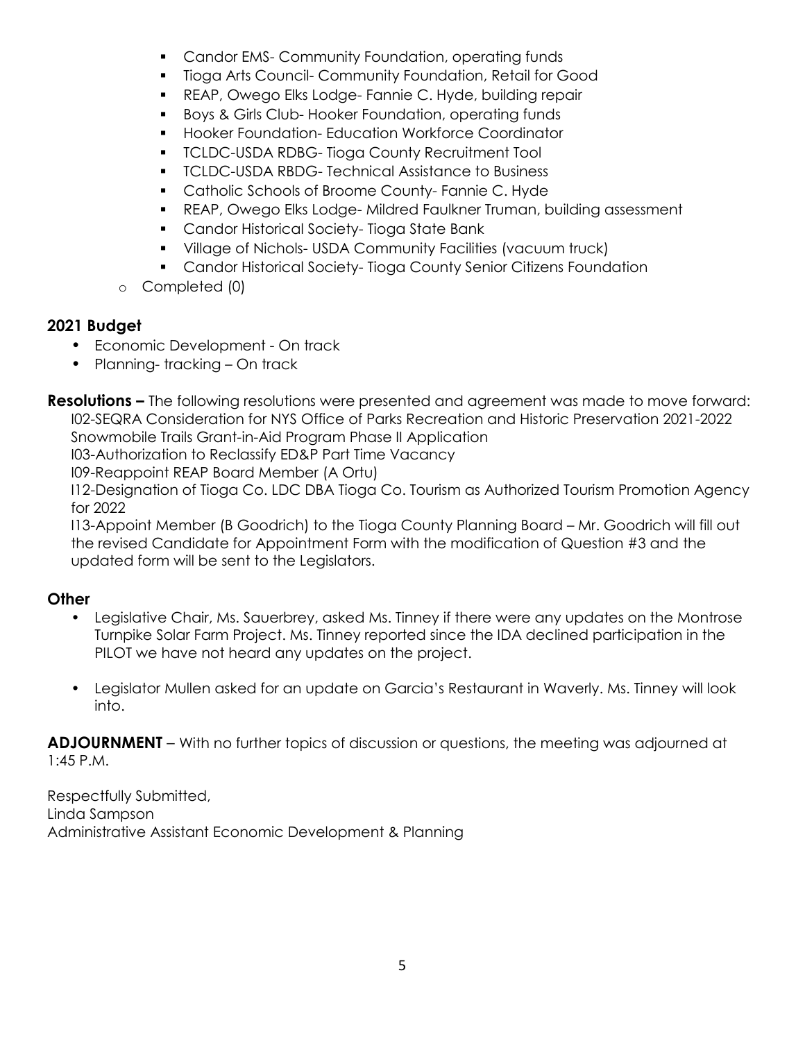- Candor EMS- Community Foundation, operating funds
    - Tioga Arts Council- Community Foundation, Retail for Good
    - REAP, Owego Elks Lodge- Fannie C. Hyde, building repair
    - Boys & Girls Club- Hooker Foundation, operating funds
    - Hooker Foundation- Education Workforce Coordinator
    - TCLDC-USDA RDBG- Tioga County Recruitment Tool
    - TCLDC-USDA RBDG- Technical Assistance to Business
    - Catholic Schools of Broome County- Fannie C. Hyde
    - REAP, Owego Elks Lodge- Mildred Faulkner Truman, building assessment
    - Candor Historical Society- Tioga State Bank
    - Village of Nichols- USDA Community Facilities (vacuum truck)
    - Candor Historical Society- Tioga County Senior Citizens Foundation
  - Completed (0)

**2021 Budget**

- Economic Development - On track
- Planning- tracking – On track

**Resolutions –** The following resolutions were presented and agreement was made to move forward:

I02-SEQRA Consideration for NYS Office of Parks Recreation and Historic Preservation 2021-2022 Snowmobile Trails Grant-in-Aid Program Phase II Application

I03-Authorization to Reclassify ED&P Part Time Vacancy

I09-Reappoint REAP Board Member (A Ortu)

I12-Designation of Tioga Co. LDC DBA Tioga Co. Tourism as Authorized Tourism Promotion Agency for 2022

I13-Appoint Member (B Goodrich) to the Tioga County Planning Board – Mr. Goodrich will fill out the revised Candidate for Appointment Form with the modification of Question #3 and the updated form will be sent to the Legislators.

**Other**

- Legislative Chair, Ms. Sauerbrey, asked Ms. Tinney if there were any updates on the Montrose Turnpike Solar Farm Project. Ms. Tinney reported since the IDA declined participation in the PILOT we have not heard any updates on the project.

- Legislator Mullen asked for an update on Garcia's Restaurant in Waverly. Ms. Tinney will look into.

**ADJOURNMENT** – With no further topics of discussion or questions, the meeting was adjourned at 1:45 P.M.

Respectfully Submitted,
Linda Sampson
Administrative Assistant Economic Development & Planning